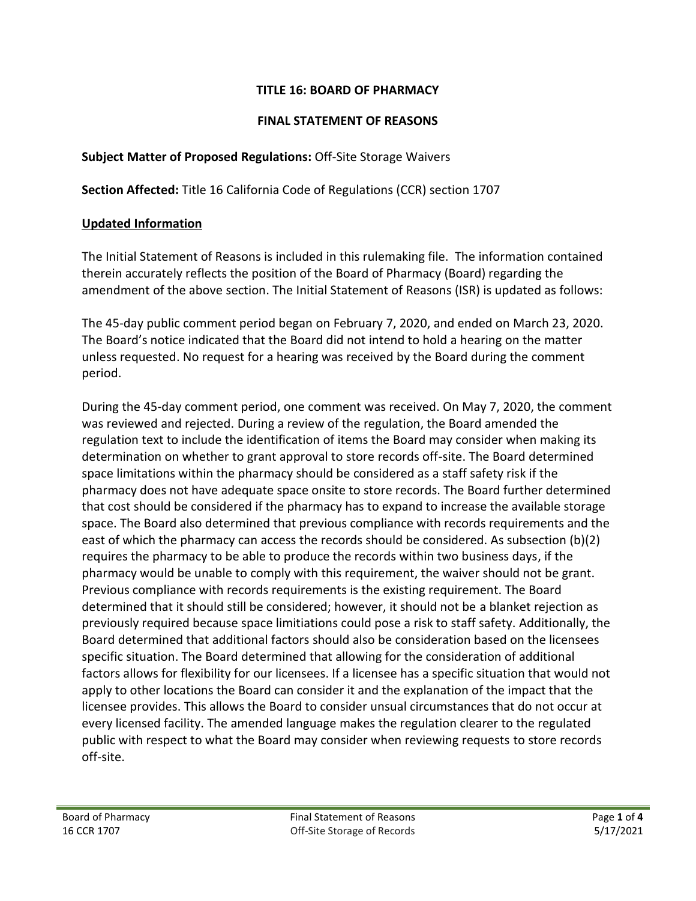**TITLE 16: BOARD OF PHARMACY**

**FINAL STATEMENT OF REASONS**

**Subject Matter of Proposed Regulations:** Off-Site Storage Waivers

**Section Affected:** Title 16 California Code of Regulations (CCR) section 1707

## Updated Information

The Initial Statement of Reasons is included in this rulemaking file. The information contained therein accurately reflects the position of the Board of Pharmacy (Board) regarding the amendment of the above section. The Initial Statement of Reasons (ISR) is updated as follows:

The 45-day public comment period began on February 7, 2020, and ended on March 23, 2020. The Board's notice indicated that the Board did not intend to hold a hearing on the matter unless requested. No request for a hearing was received by the Board during the comment period.

During the 45-day comment period, one comment was received. On May 7, 2020, the comment was reviewed and rejected. During a review of the regulation, the Board amended the regulation text to include the identification of items the Board may consider when making its determination on whether to grant approval to store records off-site. The Board determined space limitations within the pharmacy should be considered as a staff safety risk if the pharmacy does not have adequate space onsite to store records. The Board further determined that cost should be considered if the pharmacy has to expand to increase the available storage space. The Board also determined that previous compliance with records requirements and the east of which the pharmacy can access the records should be considered. As subsection (b)(2) requires the pharmacy to be able to produce the records within two business days, if the pharmacy would be unable to comply with this requirement, the waiver should not be grant. Previous compliance with records requirements is the existing requirement. The Board determined that it should still be considered; however, it should not be a blanket rejection as previously required because space limitiations could pose a risk to staff safety. Additionally, the Board determined that additional factors should also be consideration based on the licensees specific situation. The Board determined that allowing for the consideration of additional factors allows for flexibility for our licensees. If a licensee has a specific situation that would not apply to other locations the Board can consider it and the explanation of the impact that the licensee provides. This allows the Board to consider unsual circumstances that do not occur at every licensed facility. The amended language makes the regulation clearer to the regulated public with respect to what the Board may consider when reviewing requests to store records off-site.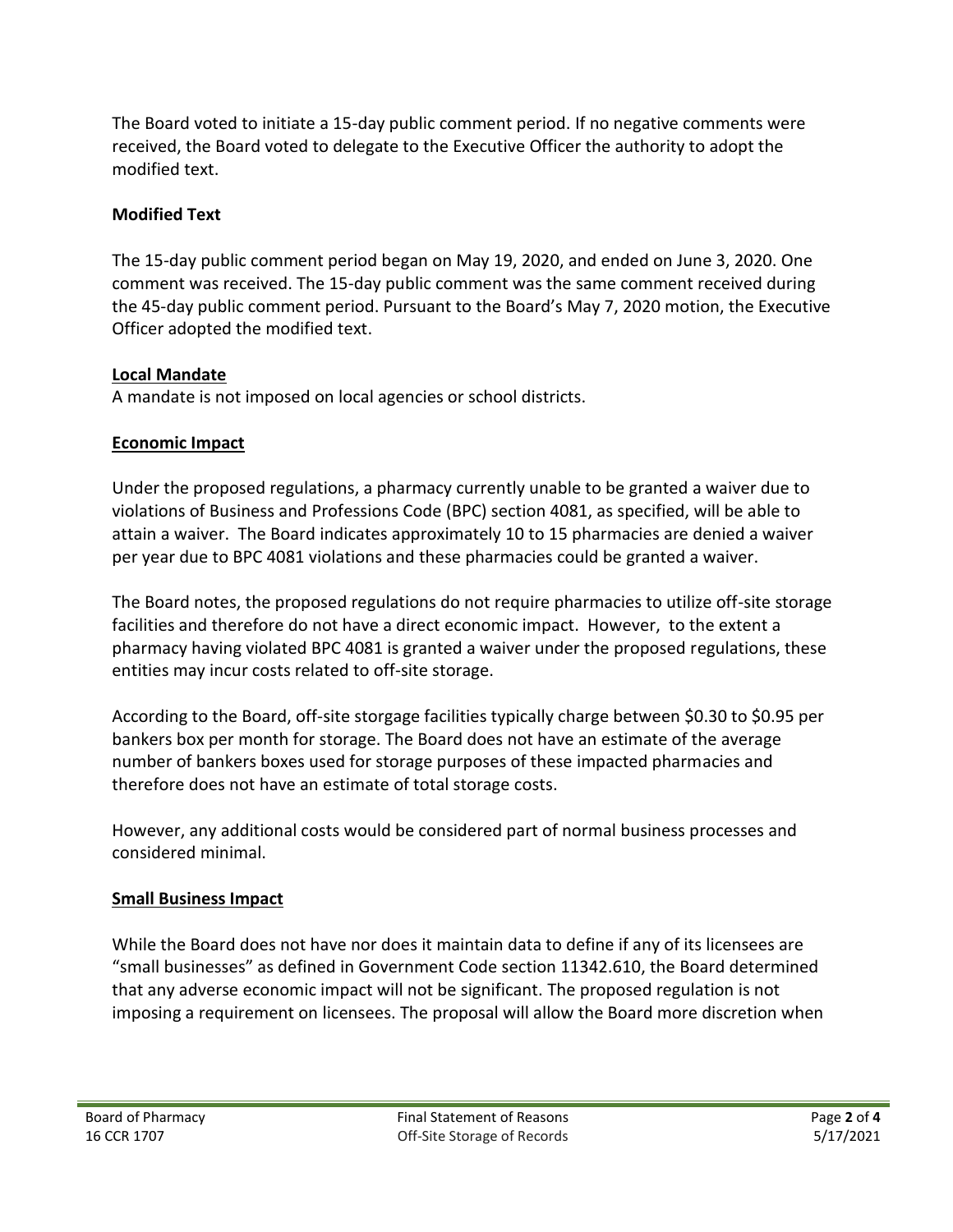The Board voted to initiate a 15-day public comment period. If no negative comments were received, the Board voted to delegate to the Executive Officer the authority to adopt the modified text.

**Modified Text**

The 15-day public comment period began on May 19, 2020, and ended on June 3, 2020. One comment was received. The 15-day public comment was the same comment received during the 45-day public comment period. Pursuant to the Board's May 7, 2020 motion, the Executive Officer adopted the modified text.

**Local Mandate**

A mandate is not imposed on local agencies or school districts.

**Economic Impact**

Under the proposed regulations, a pharmacy currently unable to be granted a waiver due to violations of Business and Professions Code (BPC) section 4081, as specified, will be able to attain a waiver. The Board indicates approximately 10 to 15 pharmacies are denied a waiver per year due to BPC 4081 violations and these pharmacies could be granted a waiver.

The Board notes, the proposed regulations do not require pharmacies to utilize off-site storage facilities and therefore do not have a direct economic impact. However, to the extent a pharmacy having violated BPC 4081 is granted a waiver under the proposed regulations, these entities may incur costs related to off-site storage.

According to the Board, off-site storgage facilities typically charge between $0.30 to $0.95 per bankers box per month for storage. The Board does not have an estimate of the average number of bankers boxes used for storage purposes of these impacted pharmacies and therefore does not have an estimate of total storage costs.

However, any additional costs would be considered part of normal business processes and considered minimal.

**Small Business Impact**

While the Board does not have nor does it maintain data to define if any of its licensees are "small businesses" as defined in Government Code section 11342.610, the Board determined that any adverse economic impact will not be significant. The proposed regulation is not imposing a requirement on licensees. The proposal will allow the Board more discretion when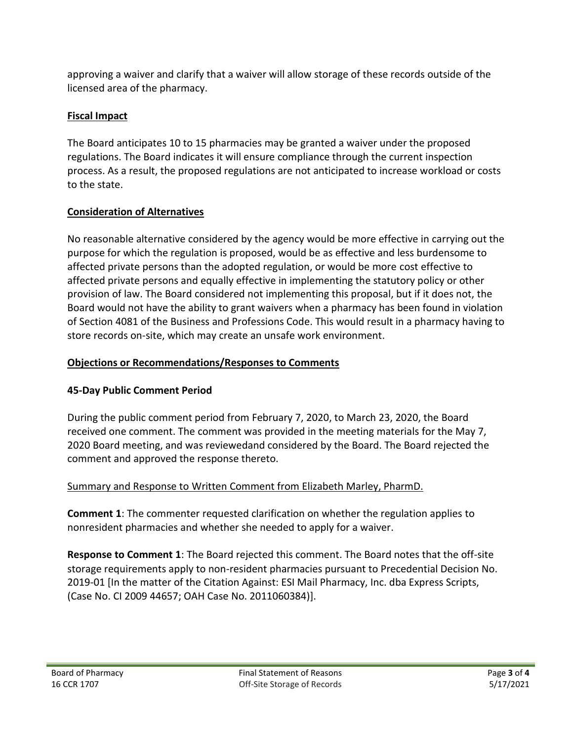approving a waiver and clarify that a waiver will allow storage of these records outside of the licensed area of the pharmacy.

**Fiscal Impact**

The Board anticipates 10 to 15 pharmacies may be granted a waiver under the proposed regulations. The Board indicates it will ensure compliance through the current inspection process. As a result, the proposed regulations are not anticipated to increase workload or costs to the state.

**Consideration of Alternatives**

No reasonable alternative considered by the agency would be more effective in carrying out the purpose for which the regulation is proposed, would be as effective and less burdensome to affected private persons than the adopted regulation, or would be more cost effective to affected private persons and equally effective in implementing the statutory policy or other provision of law. The Board considered not implementing this proposal, but if it does not, the Board would not have the ability to grant waivers when a pharmacy has been found in violation of Section 4081 of the Business and Professions Code. This would result in a pharmacy having to store records on-site, which may create an unsafe work environment.

**Objections or Recommendations/Responses to Comments**

**45-Day Public Comment Period**

During the public comment period from February 7, 2020, to March 23, 2020, the Board received one comment. The comment was provided in the meeting materials for the May 7, 2020 Board meeting, and was reviewedand considered by the Board. The Board rejected the comment and approved the response thereto.

Summary and Response to Written Comment from Elizabeth Marley, PharmD.

**Comment 1**: The commenter requested clarification on whether the regulation applies to nonresident pharmacies and whether she needed to apply for a waiver.

**Response to Comment 1**: The Board rejected this comment. The Board notes that the off-site storage requirements apply to non-resident pharmacies pursuant to Precedential Decision No. 2019-01 [In the matter of the Citation Against: ESI Mail Pharmacy, Inc. dba Express Scripts, (Case No. CI 2009 44657; OAH Case No. 2011060384)].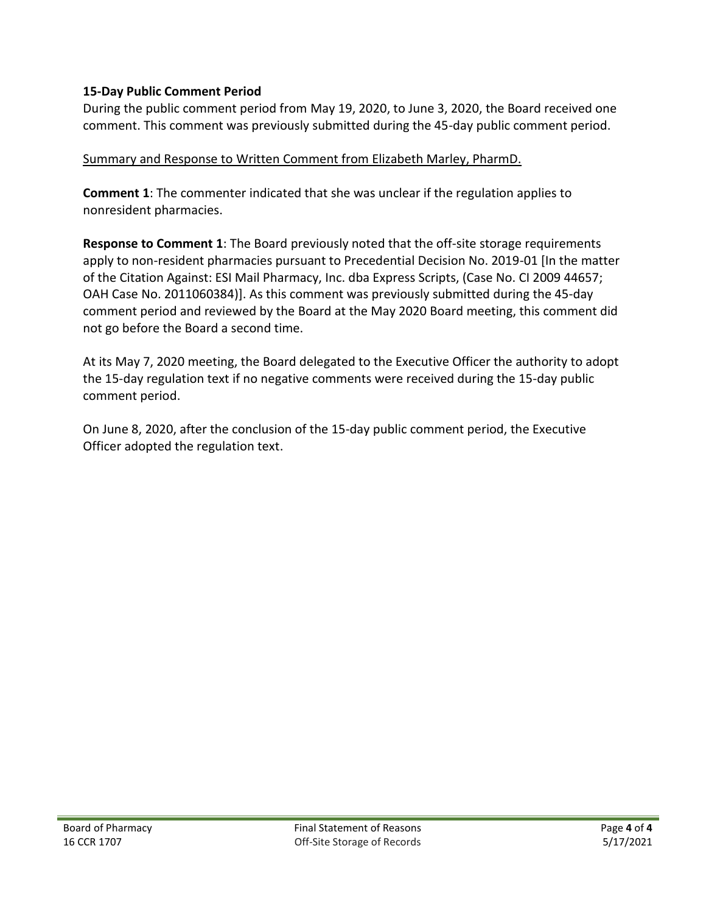**15-Day Public Comment Period**

During the public comment period from May 19, 2020, to June 3, 2020, the Board received one comment. This comment was previously submitted during the 45-day public comment period.

<u>Summary and Response to Written Comment from Elizabeth Marley, PharmD.</u>

**Comment 1**: The commenter indicated that she was unclear if the regulation applies to nonresident pharmacies.

**Response to Comment 1**: The Board previously noted that the off-site storage requirements apply to non-resident pharmacies pursuant to Precedential Decision No. 2019-01 [In the matter of the Citation Against: ESI Mail Pharmacy, Inc. dba Express Scripts, (Case No. CI 2009 44657; OAH Case No. 2011060384)]. As this comment was previously submitted during the 45-day comment period and reviewed by the Board at the May 2020 Board meeting, this comment did not go before the Board a second time.

At its May 7, 2020 meeting, the Board delegated to the Executive Officer the authority to adopt the 15-day regulation text if no negative comments were received during the 15-day public comment period.

On June 8, 2020, after the conclusion of the 15-day public comment period, the Executive Officer adopted the regulation text.